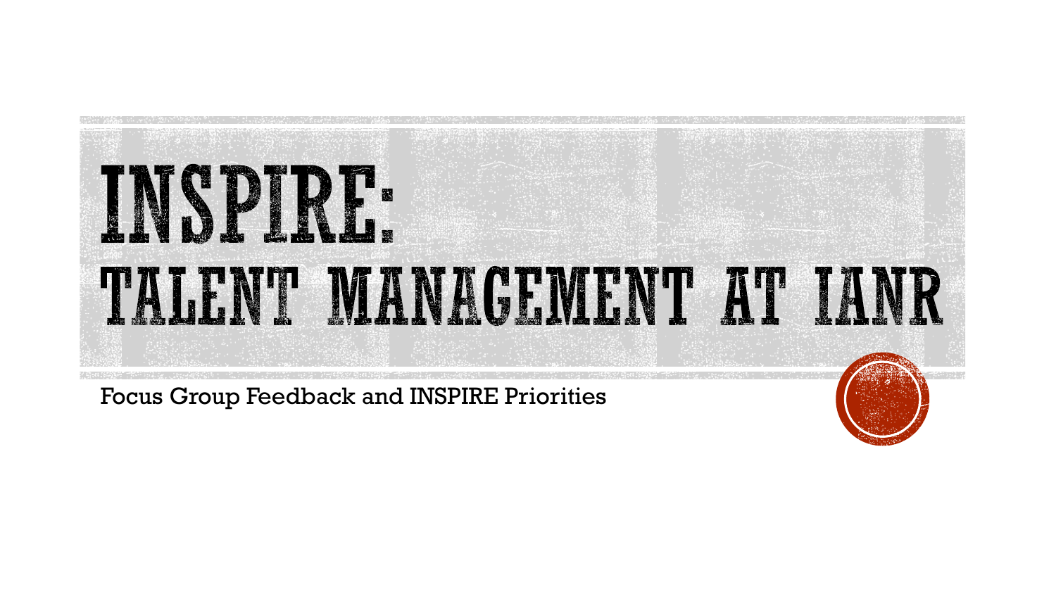# INSPIRE: TALENT MANAGEMENT AT IANR

Focus Group Feedback and INSPIRE Priorities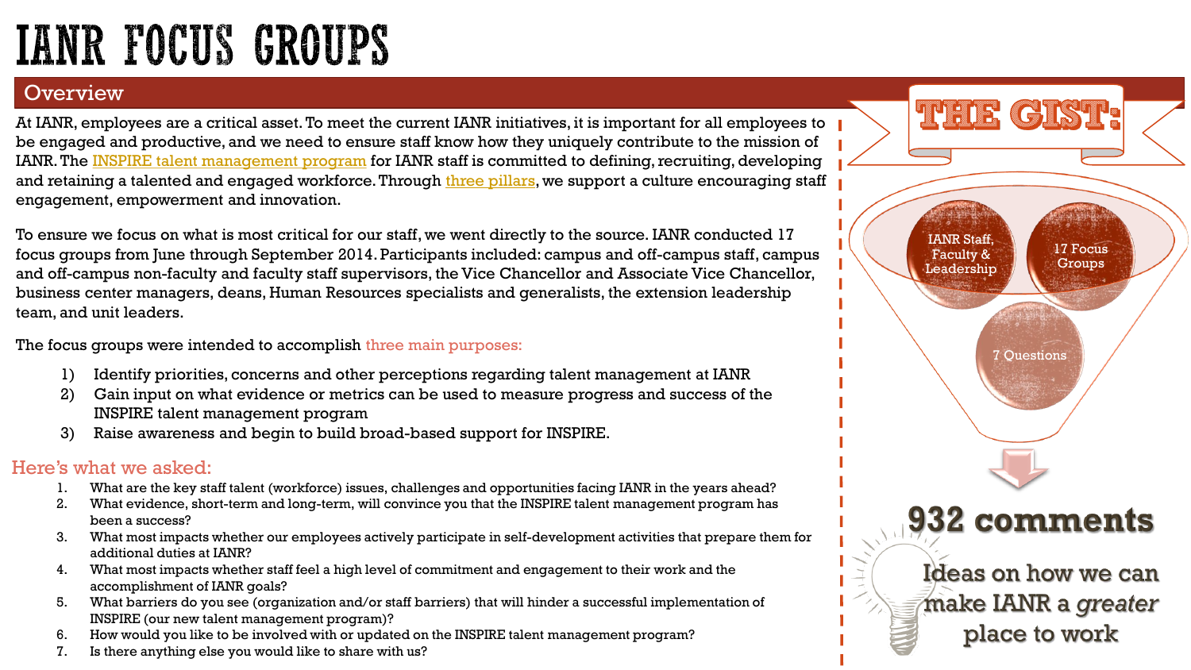# IANR FOCUS GROUPS

## Overview

At IANR, employees are a critical asset. To meet the current IANR initiatives, it is important for all employees to be engaged and productive, and we need to ensure staff know how they uniquely contribute to the mission of IANR. The INSPIRE talent management program for IANR staff is committed to defining, recruiting, developing and retaining a talented and engaged workforce. Through three pillars, we support a culture encouraging staff engagement, empowerment and innovation.

To ensure we focus on what is most critical for our staff, we went directly to the source. IANR conducted 17 focus groups from June through September 2014. Participants included: campus and off-campus staff, campus and off-campus non-faculty and faculty staff supervisors, the Vice Chancellor and Associate Vice Chancellor, business center managers, deans, Human Resources specialists and generalists, the extension leadership team, and unit leaders.

The focus groups were intended to accomplish three main purposes:

1) Identify priorities, concerns and other perceptions regarding talent management at IANR
2) Gain input on what evidence or metrics can be used to measure progress and success of the INSPIRE talent management program
3) Raise awareness and begin to build broad-based support for INSPIRE.

### Here's what we asked:

1. What are the key staff talent (workforce) issues, challenges and opportunities facing IANR in the years ahead?
2. What evidence, short-term and long-term, will convince you that the INSPIRE talent management program has been a success?
3. What most impacts whether our employees actively participate in self-development activities that prepare them for additional duties at IANR?
4. What most impacts whether staff feel a high level of commitment and engagement to their work and the accomplishment of IANR goals?
5. What barriers do you see (organization and/or staff barriers) that will hinder a successful implementation of INSPIRE (our new talent management program)?
6. How would you like to be involved with or updated on the INSPIRE talent management program?
7. Is there anything else you would like to share with us?

## THE GIST:

- IANR Staff, Faculty & Leadership
- 17 Focus Groups
- 7 Questions

**932 comments**

Ideas on how we can make IANR a *greater* place to work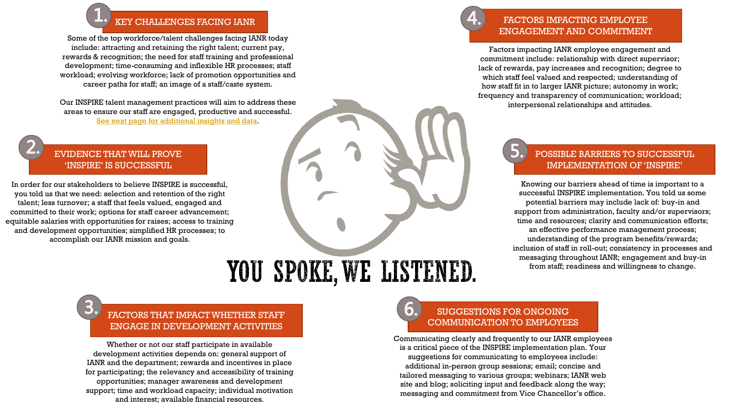# YOU SPOKE, WE LISTENED.

## 1. KEY CHALLENGES FACING IANR

Some of the top workforce/talent challenges facing IANR today include: attracting and retaining the right talent; current pay, rewards & recognition; the need for staff training and professional development; time-consuming and inflexible HR processes; staff workload; evolving workforce; lack of promotion opportunities and career paths for staff; an image of a staff/caste system.

Our INSPIRE talent management practices will aim to address these areas to ensure our staff are engaged, productive and successful. See next page for additional insights and data.

## 2. EVIDENCE THAT WILL PROVE 'INSPIRE' IS SUCCESSFUL

In order for our stakeholders to believe INSPIRE is successful, you told us that we need: selection and retention of the right talent; less turnover; a staff that feels valued, engaged and committed to their work; options for staff career advancement; equitable salaries with opportunities for raises; access to training and development opportunities; simplified HR processes; to accomplish our IANR mission and goals.

## 3. FACTORS THAT IMPACT WHETHER STAFF ENGAGE IN DEVELOPMENT ACTIVITIES

Whether or not our staff participate in available development activities depends on: general support of IANR and the department; rewards and incentives in place for participating; the relevancy and accessibility of training opportunities; manager awareness and development support; time and workload capacity; individual motivation and interest; available financial resources.

## 4. FACTORS IMPACTING EMPLOYEE ENGAGEMENT AND COMMITMENT

Factors impacting IANR employee engagement and commitment include: relationship with direct supervisor; lack of rewards, pay increases and recognition; degree to which staff feel valued and respected; understanding of how staff fit in to larger IANR picture; frequency and transparency of communication; workload; autonomy in work; interpersonal relationships and attitudes.

## 5. POSSIBLE BARRIERS TO SUCCESSFUL IMPLEMENTATION OF 'INSPIRE'

Knowing our barriers ahead of time is important to a successful INSPIRE implementation. You told us some potential barriers may include lack of: buy-in and support from administration, faculty and/or supervisors; time and resources; clarity and communication efforts; an effective performance management process; understanding of the program benefits/rewards; inclusion of staff in roll-out; consistency in processes and messaging throughout IANR; engagement and buy-in from staff; readiness and willingness to change.

## 6. SUGGESTIONS FOR ONGOING COMMUNICATION TO EMPLOYEES

Communicating clearly and frequently to our IANR employees is a critical piece of the INSPIRE implementation plan. Your suggestions for communicating to employees include: additional in-person group sessions; email; concise and tailored messaging to various groups; webinars; IANR web site and blog; soliciting input and feedback along the way; messaging and commitment from Vice Chancellor's office.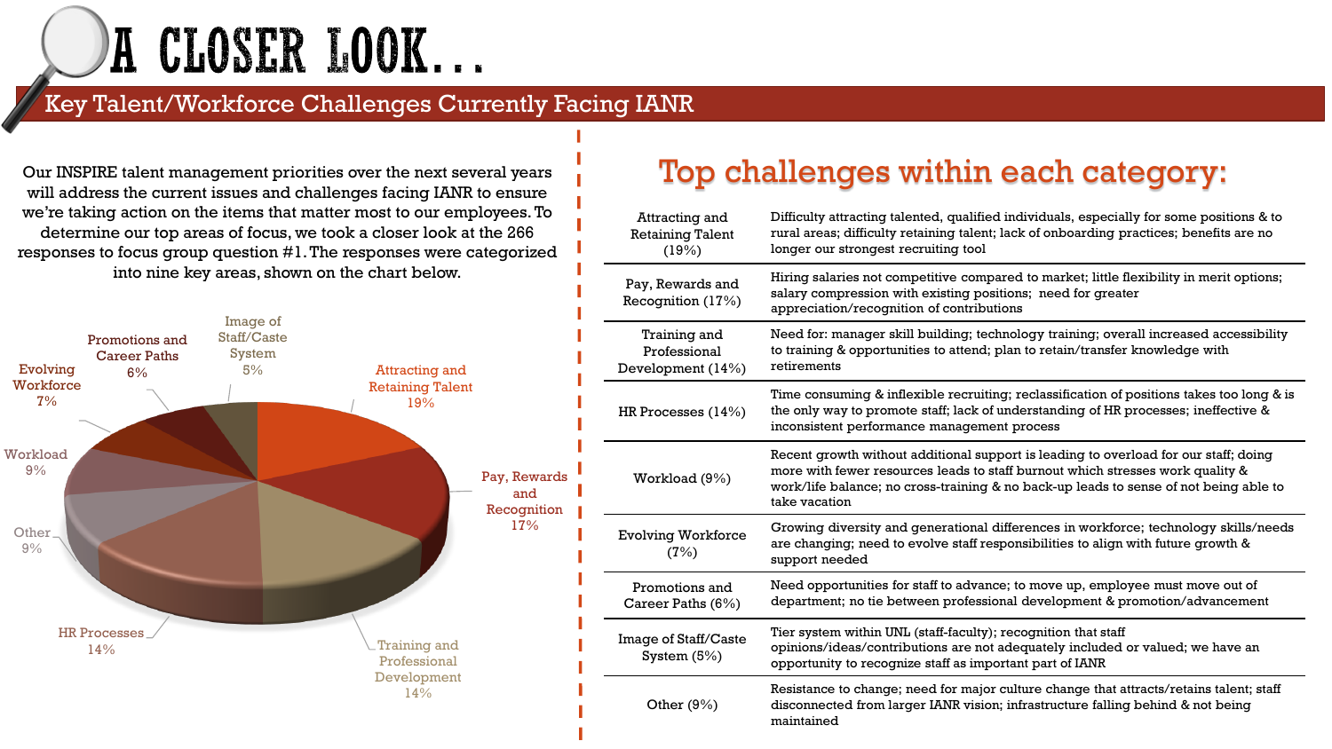# A CLOSER LOOK...

## Key Talent/Workforce Challenges Currently Facing IANR

Our INSPIRE talent management priorities over the next several years will address the current issues and challenges facing IANR to ensure we're taking action on the items that matter most to our employees. To determine our top areas of focus, we took a closer look at the 266 responses to focus group question #1. The responses were categorized into nine key areas, shown on the chart below.

| Category | Percentage |
|---|---|
| Attracting and Retaining Talent | 19% |
| Pay, Rewards and Recognition | 17% |
| Training and Professional Development | 14% |
| HR Processes | 14% |
| Other | 9% |
| Workload | 9% |
| Evolving Workforce | 7% |
| Promotions and Career Paths | 6% |
| Image of Staff/Caste System | 5% |

## Top challenges within each category:

| Category | Top challenges |
|---|---|
| Attracting and Retaining Talent (19%) | Difficulty attracting talented, qualified individuals, especially for some positions & to rural areas; difficulty retaining talent; lack of onboarding practices; benefits are no longer our strongest recruiting tool |
| Pay, Rewards and Recognition (17%) | Hiring salaries not competitive compared to market; little flexibility in merit options; salary compression with existing positions; need for greater appreciation/recognition of contributions |
| Training and Professional Development (14%) | Need for: manager skill building; technology training; overall increased accessibility to training & opportunities to attend; plan to retain/transfer knowledge with retirements |
| HR Processes (14%) | Time consuming & inflexible recruiting; reclassification of positions takes too long & is the only way to promote staff; lack of understanding of HR processes; ineffective & inconsistent performance management process |
| Workload (9%) | Recent growth without additional support is leading to overload for our staff; doing more with fewer resources leads to staff burnout which stresses work quality & work/life balance; no cross-training & no back-up leads to sense of not being able to take vacation |
| Evolving Workforce (7%) | Growing diversity and generational differences in workforce; technology skills/needs are changing; need to evolve staff responsibilities to align with future growth & support needed |
| Promotions and Career Paths (6%) | Need opportunities for staff to advance; to move up, employee must move out of department; no tie between professional development & promotion/advancement |
| Image of Staff/Caste System (5%) | Tier system within UNL (staff-faculty); recognition that staff opinions/ideas/contributions are not adequately included or valued; we have an opportunity to recognize staff as important part of IANR |
| Other (9%) | Resistance to change; need for major culture change that attracts/retains talent; staff disconnected from larger IANR vision; infrastructure falling behind & not being maintained |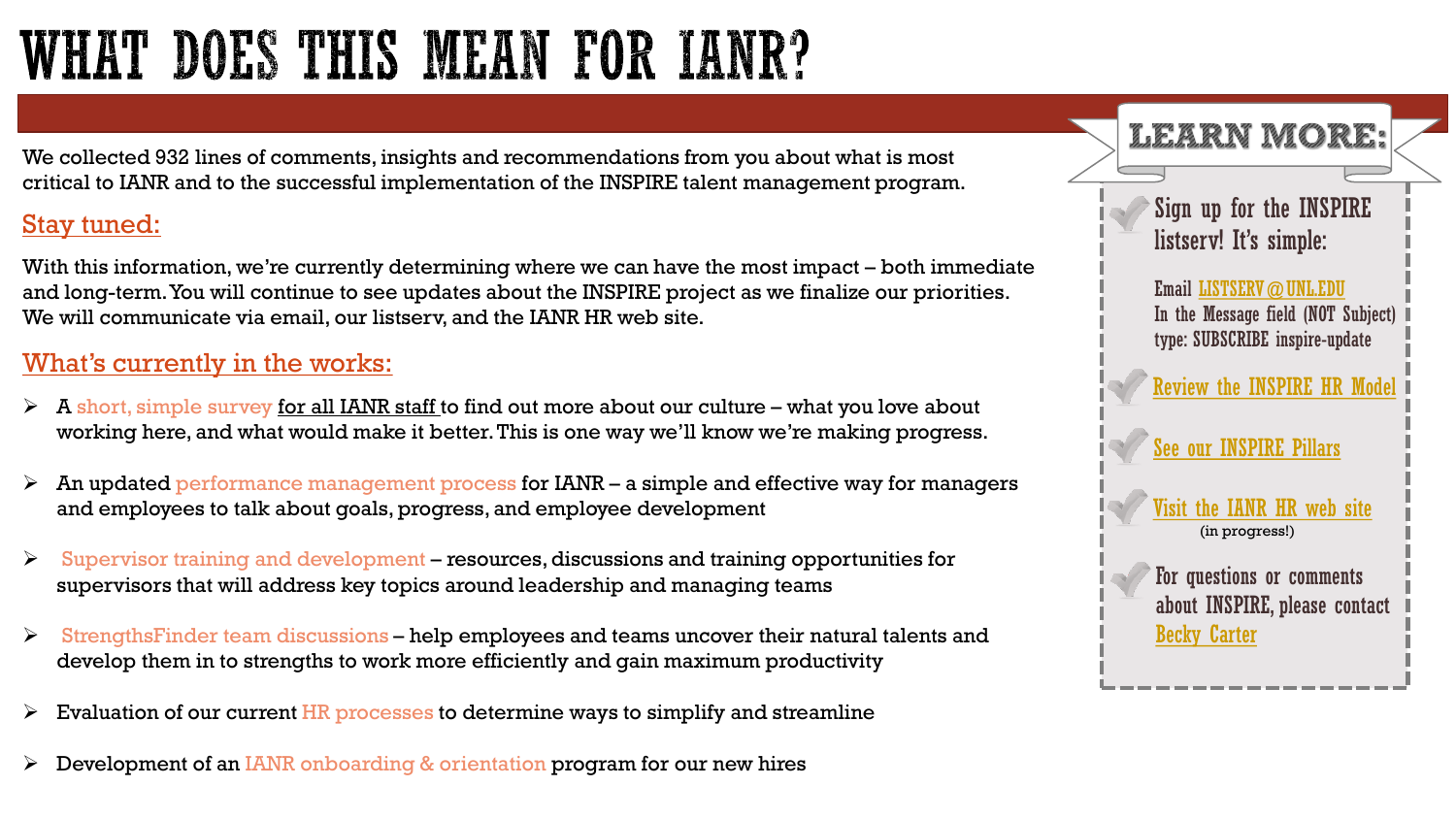# WHAT DOES THIS MEAN FOR IANR?

We collected 932 lines of comments, insights and recommendations from you about what is most critical to IANR and to the successful implementation of the INSPIRE talent management program.

## Stay tuned:

With this information, we're currently determining where we can have the most impact – both immediate and long-term. You will continue to see updates about the INSPIRE project as we finalize our priorities. We will communicate via email, our listserv, and the IANR HR web site.

## What's currently in the works:

- A short, simple survey for all IANR staff to find out more about our culture – what you love about working here, and what would make it better. This is one way we'll know we're making progress.
- An updated performance management process for IANR – a simple and effective way for managers and employees to talk about goals, progress, and employee development
- Supervisor training and development – resources, discussions and training opportunities for supervisors that will address key topics around leadership and managing teams
- StrengthsFinder team discussions – help employees and teams uncover their natural talents and develop them in to strengths to work more efficiently and gain maximum productivity
- Evaluation of our current HR processes to determine ways to simplify and streamline
- Development of an IANR onboarding & orientation program for our new hires

## LEARN MORE:

- Sign up for the INSPIRE listserv! It's simple:

  Email LISTSERV@UNL.EDU
  In the Message field (NOT Subject) type: SUBSCRIBE inspire-update
- Review the INSPIRE HR Model
- See our INSPIRE Pillars
- Visit the IANR HR web site (in progress!)
- For questions or comments about INSPIRE, please contact Becky Carter